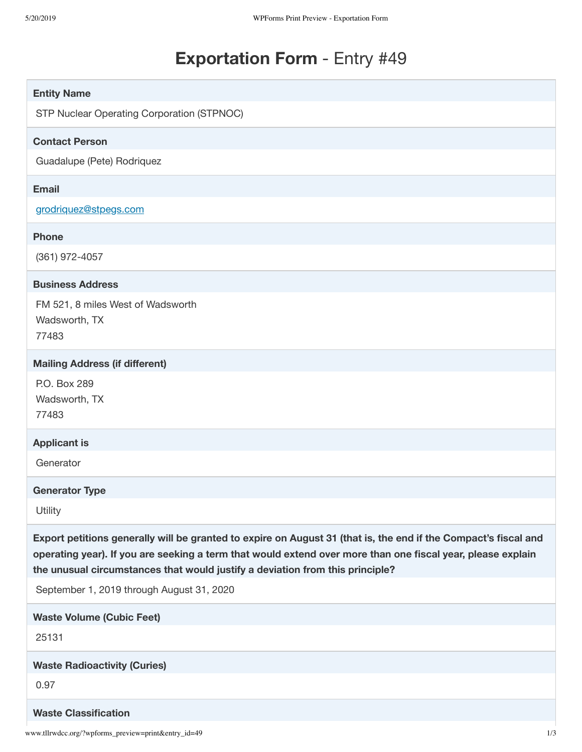# **Exportation Form** - Entry #49

**Entity Name**

STP Nuclear Operating Corporation (STPNOC)

**Contact Person**

Guadalupe (Pete) Rodriquez

**Email**

grodriquez@stpegs.com

**Phone**

(361) 972-4057

**Business Address**

FM 521, 8 miles West of Wadsworth
Wadsworth, TX
77483

**Mailing Address (if different)**

P.O. Box 289
Wadsworth, TX
77483

**Applicant is**

Generator

**Generator Type**

Utility

**Export petitions generally will be granted to expire on August 31 (that is, the end if the Compact's fiscal and operating year). If you are seeking a term that would extend over more than one fiscal year, please explain the unusual circumstances that would justify a deviation from this principle?**

September 1, 2019 through August 31, 2020

**Waste Volume (Cubic Feet)**

25131

**Waste Radioactivity (Curies)**

0.97

**Waste Classification**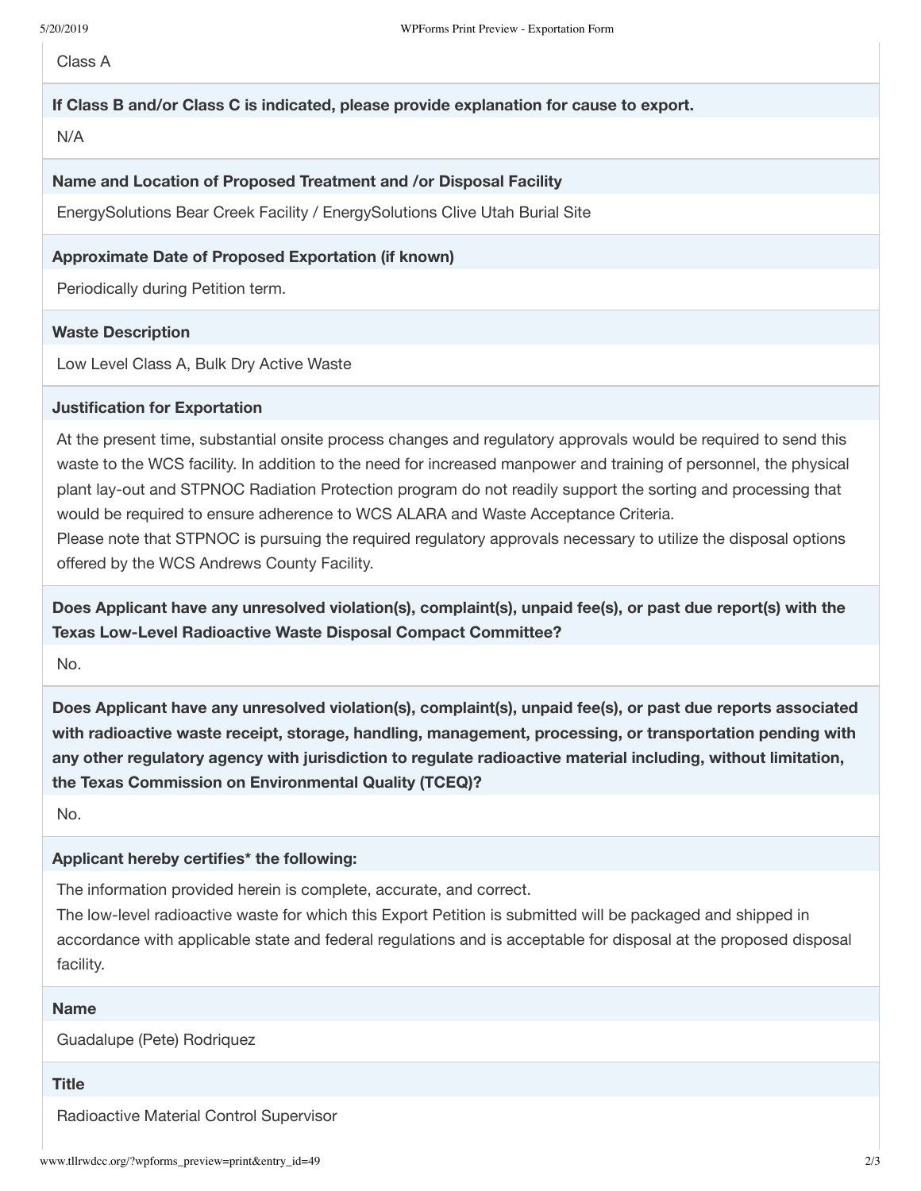Class A

**If Class B and/or Class C is indicated, please provide explanation for cause to export.**

N/A

**Name and Location of Proposed Treatment and /or Disposal Facility**

EnergySolutions Bear Creek Facility / EnergySolutions Clive Utah Burial Site

**Approximate Date of Proposed Exportation (if known)**

Periodically during Petition term.

**Waste Description**

Low Level Class A, Bulk Dry Active Waste

**Justification for Exportation**

At the present time, substantial onsite process changes and regulatory approvals would be required to send this waste to the WCS facility. In addition to the need for increased manpower and training of personnel, the physical plant lay-out and STPNOC Radiation Protection program do not readily support the sorting and processing that would be required to ensure adherence to WCS ALARA and Waste Acceptance Criteria.
Please note that STPNOC is pursuing the required regulatory approvals necessary to utilize the disposal options offered by the WCS Andrews County Facility.

**Does Applicant have any unresolved violation(s), complaint(s), unpaid fee(s), or past due report(s) with the Texas Low-Level Radioactive Waste Disposal Compact Committee?**

No.

**Does Applicant have any unresolved violation(s), complaint(s), unpaid fee(s), or past due reports associated with radioactive waste receipt, storage, handling, management, processing, or transportation pending with any other regulatory agency with jurisdiction to regulate radioactive material including, without limitation, the Texas Commission on Environmental Quality (TCEQ)?**

No.

**Applicant hereby certifies* the following:**

The information provided herein is complete, accurate, and correct.
The low-level radioactive waste for which this Export Petition is submitted will be packaged and shipped in accordance with applicable state and federal regulations and is acceptable for disposal at the proposed disposal facility.

**Name**

Guadalupe (Pete) Rodriquez

**Title**

Radioactive Material Control Supervisor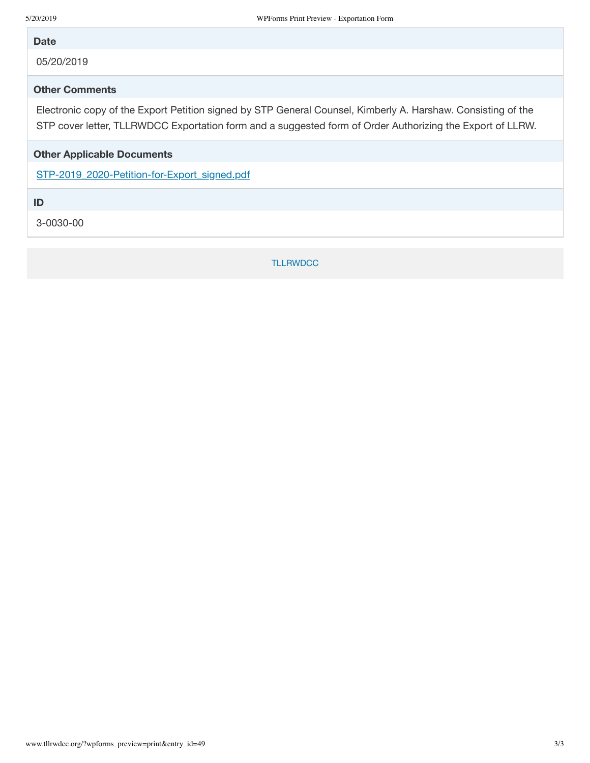**Date**

05/20/2019

**Other Comments**

Electronic copy of the Export Petition signed by STP General Counsel, Kimberly A. Harshaw. Consisting of the STP cover letter, TLLRWDCC Exportation form and a suggested form of Order Authorizing the Export of LLRW.

**Other Applicable Documents**

STP-2019_2020-Petition-for-Export_signed.pdf

**ID**

3-0030-00

TLLRWDCC